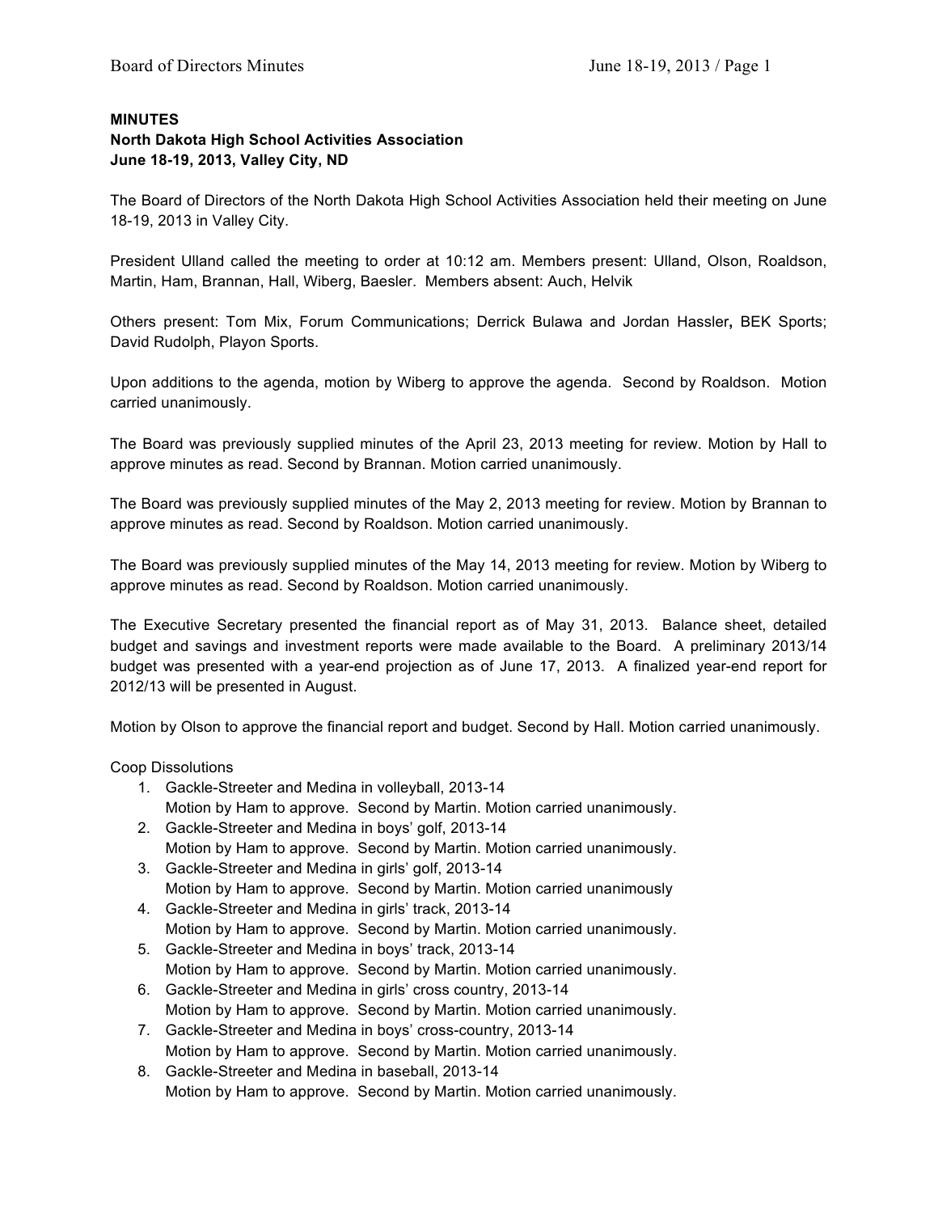**MINUTES**
**North Dakota High School Activities Association**
**June 18-19, 2013, Valley City, ND**

The Board of Directors of the North Dakota High School Activities Association held their meeting on June 18-19, 2013 in Valley City.

President Ulland called the meeting to order at 10:12 am. Members present: Ulland, Olson, Roaldson, Martin, Ham, Brannan, Hall, Wiberg, Baesler. Members absent: Auch, Helvik

Others present: Tom Mix, Forum Communications; Derrick Bulawa and Jordan Hassler**,** BEK Sports; David Rudolph, Playon Sports.

Upon additions to the agenda, motion by Wiberg to approve the agenda. Second by Roaldson. Motion carried unanimously.

The Board was previously supplied minutes of the April 23, 2013 meeting for review. Motion by Hall to approve minutes as read. Second by Brannan. Motion carried unanimously.

The Board was previously supplied minutes of the May 2, 2013 meeting for review. Motion by Brannan to approve minutes as read. Second by Roaldson. Motion carried unanimously.

The Board was previously supplied minutes of the May 14, 2013 meeting for review. Motion by Wiberg to approve minutes as read. Second by Roaldson. Motion carried unanimously.

The Executive Secretary presented the financial report as of May 31, 2013. Balance sheet, detailed budget and savings and investment reports were made available to the Board. A preliminary 2013/14 budget was presented with a year-end projection as of June 17, 2013. A finalized year-end report for 2012/13 will be presented in August.

Motion by Olson to approve the financial report and budget. Second by Hall. Motion carried unanimously.

Coop Dissolutions

1. Gackle-Streeter and Medina in volleyball, 2013-14
   Motion by Ham to approve. Second by Martin. Motion carried unanimously.
2. Gackle-Streeter and Medina in boys' golf, 2013-14
   Motion by Ham to approve. Second by Martin. Motion carried unanimously.
3. Gackle-Streeter and Medina in girls' golf, 2013-14
   Motion by Ham to approve. Second by Martin. Motion carried unanimously
4. Gackle-Streeter and Medina in girls' track, 2013-14
   Motion by Ham to approve. Second by Martin. Motion carried unanimously.
5. Gackle-Streeter and Medina in boys' track, 2013-14
   Motion by Ham to approve. Second by Martin. Motion carried unanimously.
6. Gackle-Streeter and Medina in girls' cross country, 2013-14
   Motion by Ham to approve. Second by Martin. Motion carried unanimously.
7. Gackle-Streeter and Medina in boys' cross-country, 2013-14
   Motion by Ham to approve. Second by Martin. Motion carried unanimously.
8. Gackle-Streeter and Medina in baseball, 2013-14
   Motion by Ham to approve. Second by Martin. Motion carried unanimously.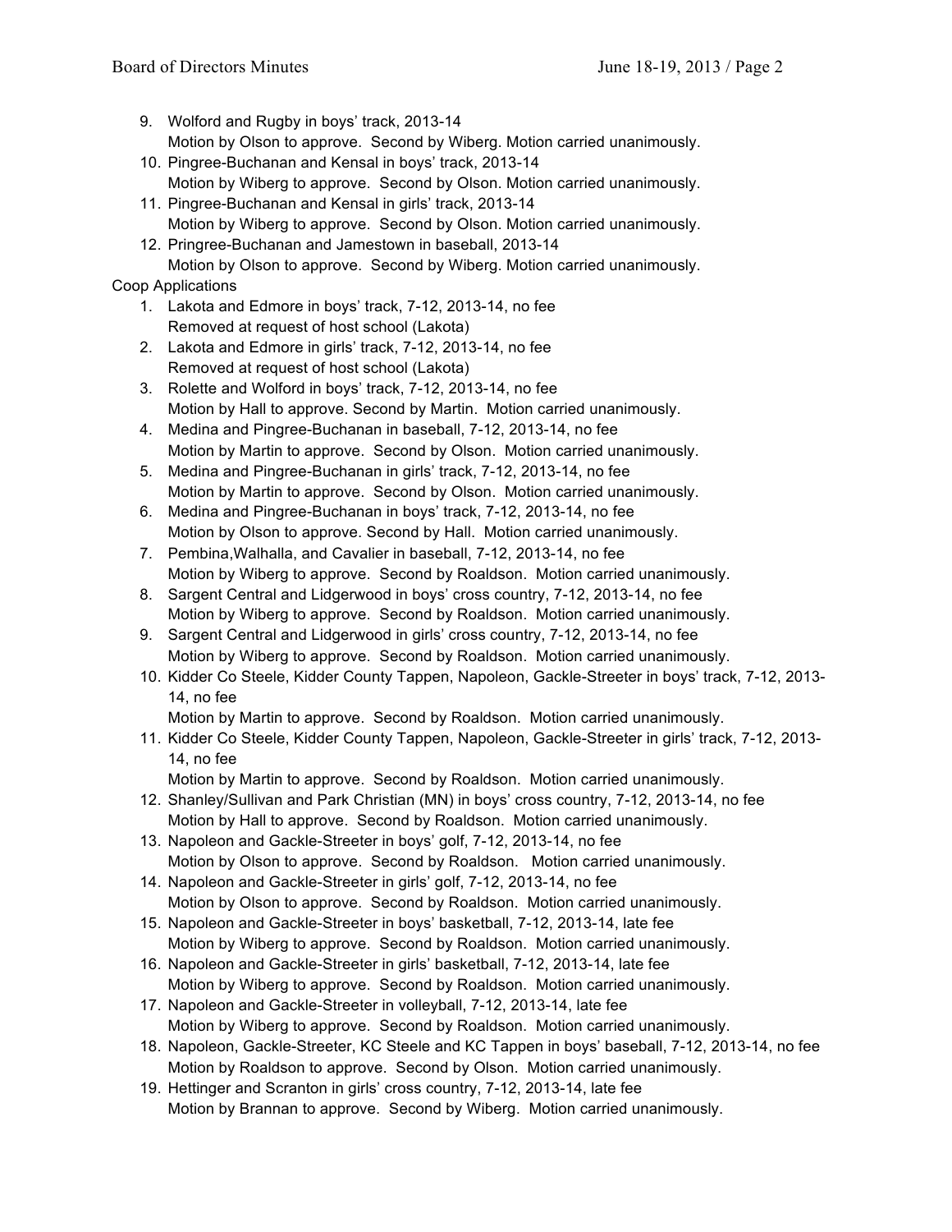9. Wolford and Rugby in boys' track, 2013-14
   Motion by Olson to approve. Second by Wiberg. Motion carried unanimously.
10. Pingree-Buchanan and Kensal in boys' track, 2013-14
    Motion by Wiberg to approve. Second by Olson. Motion carried unanimously.
11. Pingree-Buchanan and Kensal in girls' track, 2013-14
    Motion by Wiberg to approve. Second by Olson. Motion carried unanimously.
12. Pringree-Buchanan and Jamestown in baseball, 2013-14
    Motion by Olson to approve. Second by Wiberg. Motion carried unanimously.

Coop Applications

1. Lakota and Edmore in boys' track, 7-12, 2013-14, no fee
   Removed at request of host school (Lakota)
2. Lakota and Edmore in girls' track, 7-12, 2013-14, no fee
   Removed at request of host school (Lakota)
3. Rolette and Wolford in boys' track, 7-12, 2013-14, no fee
   Motion by Hall to approve. Second by Martin. Motion carried unanimously.
4. Medina and Pingree-Buchanan in baseball, 7-12, 2013-14, no fee
   Motion by Martin to approve. Second by Olson. Motion carried unanimously.
5. Medina and Pingree-Buchanan in girls' track, 7-12, 2013-14, no fee
   Motion by Martin to approve. Second by Olson. Motion carried unanimously.
6. Medina and Pingree-Buchanan in boys' track, 7-12, 2013-14, no fee
   Motion by Olson to approve. Second by Hall. Motion carried unanimously.
7. Pembina,Walhalla, and Cavalier in baseball, 7-12, 2013-14, no fee
   Motion by Wiberg to approve. Second by Roaldson. Motion carried unanimously.
8. Sargent Central and Lidgerwood in boys' cross country, 7-12, 2013-14, no fee
   Motion by Wiberg to approve. Second by Roaldson. Motion carried unanimously.
9. Sargent Central and Lidgerwood in girls' cross country, 7-12, 2013-14, no fee
   Motion by Wiberg to approve. Second by Roaldson. Motion carried unanimously.
10. Kidder Co Steele, Kidder County Tappen, Napoleon, Gackle-Streeter in boys' track, 7-12, 2013-14, no fee
    Motion by Martin to approve. Second by Roaldson. Motion carried unanimously.
11. Kidder Co Steele, Kidder County Tappen, Napoleon, Gackle-Streeter in girls' track, 7-12, 2013-14, no fee
    Motion by Martin to approve. Second by Roaldson. Motion carried unanimously.
12. Shanley/Sullivan and Park Christian (MN) in boys' cross country, 7-12, 2013-14, no fee
    Motion by Hall to approve. Second by Roaldson. Motion carried unanimously.
13. Napoleon and Gackle-Streeter in boys' golf, 7-12, 2013-14, no fee
    Motion by Olson to approve. Second by Roaldson. Motion carried unanimously.
14. Napoleon and Gackle-Streeter in girls' golf, 7-12, 2013-14, no fee
    Motion by Olson to approve. Second by Roaldson. Motion carried unanimously.
15. Napoleon and Gackle-Streeter in boys' basketball, 7-12, 2013-14, late fee
    Motion by Wiberg to approve. Second by Roaldson. Motion carried unanimously.
16. Napoleon and Gackle-Streeter in girls' basketball, 7-12, 2013-14, late fee
    Motion by Wiberg to approve. Second by Roaldson. Motion carried unanimously.
17. Napoleon and Gackle-Streeter in volleyball, 7-12, 2013-14, late fee
    Motion by Wiberg to approve. Second by Roaldson. Motion carried unanimously.
18. Napoleon, Gackle-Streeter, KC Steele and KC Tappen in boys' baseball, 7-12, 2013-14, no fee
    Motion by Roaldson to approve. Second by Olson. Motion carried unanimously.
19. Hettinger and Scranton in girls' cross country, 7-12, 2013-14, late fee
    Motion by Brannan to approve. Second by Wiberg. Motion carried unanimously.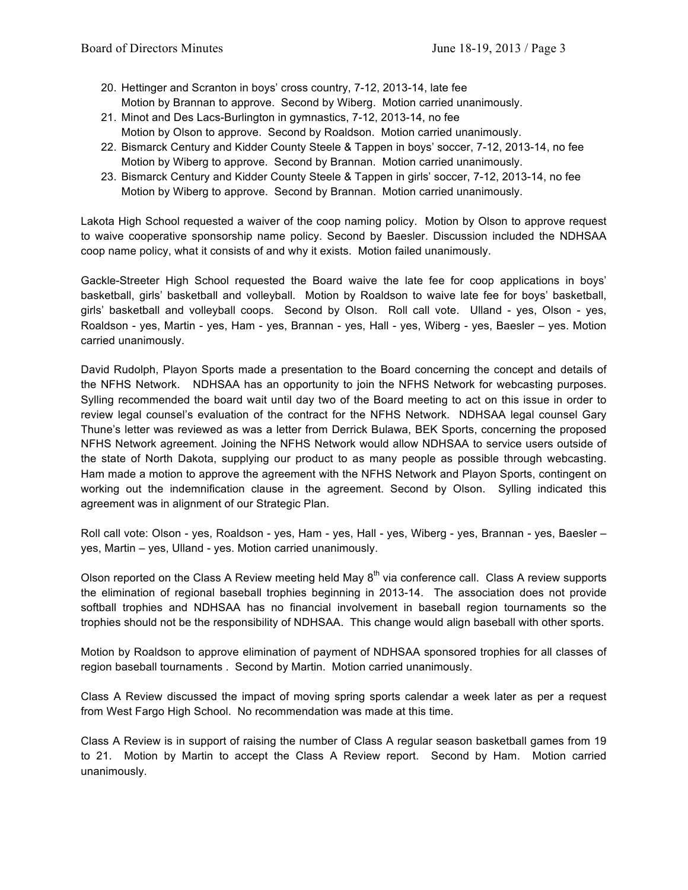20. Hettinger and Scranton in boys' cross country, 7-12, 2013-14, late fee
    Motion by Brannan to approve. Second by Wiberg. Motion carried unanimously.
21. Minot and Des Lacs-Burlington in gymnastics, 7-12, 2013-14, no fee
    Motion by Olson to approve. Second by Roaldson. Motion carried unanimously.
22. Bismarck Century and Kidder County Steele & Tappen in boys' soccer, 7-12, 2013-14, no fee
    Motion by Wiberg to approve. Second by Brannan. Motion carried unanimously.
23. Bismarck Century and Kidder County Steele & Tappen in girls' soccer, 7-12, 2013-14, no fee
    Motion by Wiberg to approve. Second by Brannan. Motion carried unanimously.

Lakota High School requested a waiver of the coop naming policy. Motion by Olson to approve request to waive cooperative sponsorship name policy. Second by Baesler. Discussion included the NDHSAA coop name policy, what it consists of and why it exists. Motion failed unanimously.

Gackle-Streeter High School requested the Board waive the late fee for coop applications in boys' basketball, girls' basketball and volleyball. Motion by Roaldson to waive late fee for boys' basketball, girls' basketball and volleyball coops. Second by Olson. Roll call vote. Ulland - yes, Olson - yes, Roaldson - yes, Martin - yes, Ham - yes, Brannan - yes, Hall - yes, Wiberg - yes, Baesler – yes. Motion carried unanimously.

David Rudolph, Playon Sports made a presentation to the Board concerning the concept and details of the NFHS Network. NDHSAA has an opportunity to join the NFHS Network for webcasting purposes. Sylling recommended the board wait until day two of the Board meeting to act on this issue in order to review legal counsel's evaluation of the contract for the NFHS Network. NDHSAA legal counsel Gary Thune's letter was reviewed as was a letter from Derrick Bulawa, BEK Sports, concerning the proposed NFHS Network agreement. Joining the NFHS Network would allow NDHSAA to service users outside of the state of North Dakota, supplying our product to as many people as possible through webcasting. Ham made a motion to approve the agreement with the NFHS Network and Playon Sports, contingent on working out the indemnification clause in the agreement. Second by Olson. Sylling indicated this agreement was in alignment of our Strategic Plan.

Roll call vote: Olson - yes, Roaldson - yes, Ham - yes, Hall - yes, Wiberg - yes, Brannan - yes, Baesler – yes, Martin – yes, Ulland - yes. Motion carried unanimously.

Olson reported on the Class A Review meeting held May 8th via conference call. Class A review supports the elimination of regional baseball trophies beginning in 2013-14. The association does not provide softball trophies and NDHSAA has no financial involvement in baseball region tournaments so the trophies should not be the responsibility of NDHSAA. This change would align baseball with other sports.

Motion by Roaldson to approve elimination of payment of NDHSAA sponsored trophies for all classes of region baseball tournaments . Second by Martin. Motion carried unanimously.

Class A Review discussed the impact of moving spring sports calendar a week later as per a request from West Fargo High School. No recommendation was made at this time.

Class A Review is in support of raising the number of Class A regular season basketball games from 19 to 21. Motion by Martin to accept the Class A Review report. Second by Ham. Motion carried unanimously.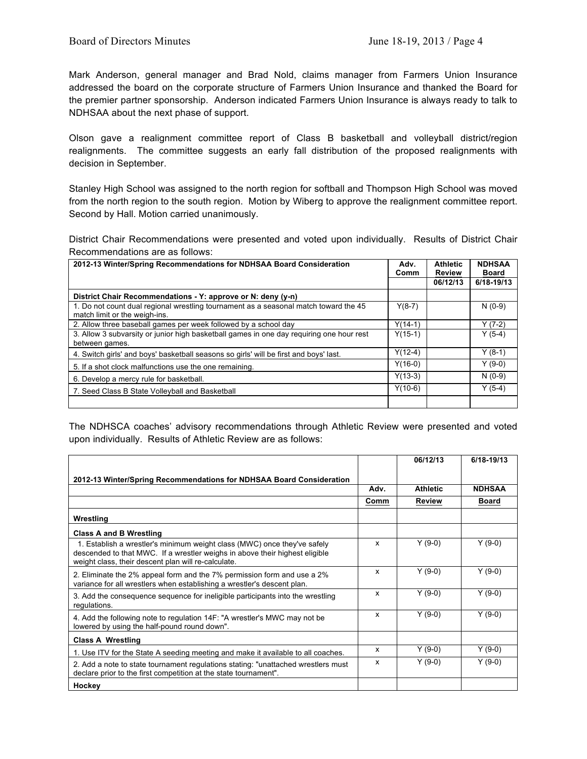Mark Anderson, general manager and Brad Nold, claims manager from Farmers Union Insurance addressed the board on the corporate structure of Farmers Union Insurance and thanked the Board for the premier partner sponsorship. Anderson indicated Farmers Union Insurance is always ready to talk to NDHSAA about the next phase of support.

Olson gave a realignment committee report of Class B basketball and volleyball district/region realignments. The committee suggests an early fall distribution of the proposed realignments with decision in September.

Stanley High School was assigned to the north region for softball and Thompson High School was moved from the north region to the south region. Motion by Wiberg to approve the realignment committee report. Second by Hall. Motion carried unanimously.

District Chair Recommendations were presented and voted upon individually. Results of District Chair Recommendations are as follows:

| 2012-13 Winter/Spring Recommendations for NDHSAA Board Consideration | Adv. Comm | Athletic Review | NDHSAA Board |
|---|---|---|---|
| | | 06/12/13 | 6/18-19/13 |
| **District Chair Recommendations - Y: approve or N: deny (y-n)** | | | |
| 1. Do not count dual regional wrestling tournament as a seasonal match toward the 45 match limit or the weigh-ins. | Y(8-7) | | N (0-9) |
| 2. Allow three baseball games per week followed by a school day | Y(14-1) | | Y (7-2) |
| 3. Allow 3 subvarsity or junior high basketball games in one day requiring one hour rest between games. | Y(15-1) | | Y (5-4) |
| 4. Switch girls' and boys' basketball seasons so girls' will be first and boys' last. | Y(12-4) | | Y (8-1) |
| 5. If a shot clock malfunctions use the one remaining. | Y(16-0) | | Y (9-0) |
| 6. Develop a mercy rule for basketball. | Y(13-3) | | N (0-9) |
| 7. Seed Class B State Volleyball and Basketball | Y(10-6) | | Y (5-4) |
| | | | |

The NDHSCA coaches' advisory recommendations through Athletic Review were presented and voted upon individually. Results of Athletic Review are as follows:

| 2012-13 Winter/Spring Recommendations for NDHSAA Board Consideration | | 06/12/13 | 6/18-19/13 |
|---|---|---|---|
| | Adv. | Athletic | NDHSAA |
| | Comm | Review | Board |
| **Wrestling** | | | |
| **Class A and B Wrestling** | | | |
| 1. Establish a wrestler's minimum weight class (MWC) once they've safely descended to that MWC. If a wrestler weighs in above their highest eligible weight class, their descent plan will re-calculate. | x | Y (9-0) | Y (9-0) |
| 2. Eliminate the 2% appeal form and the 7% permission form and use a 2% variance for all wrestlers when establishing a wrestler's descent plan. | x | Y (9-0) | Y (9-0) |
| 3. Add the consequence sequence for ineligible participants into the wrestling regulations. | x | Y (9-0) | Y (9-0) |
| 4. Add the following note to regulation 14F: "A wrestler's MWC may not be lowered by using the half-pound round down". | x | Y (9-0) | Y (9-0) |
| **Class A Wrestling** | | | |
| 1. Use ITV for the State A seeding meeting and make it available to all coaches. | x | Y (9-0) | Y (9-0) |
| 2. Add a note to state tournament regulations stating: "unattached wrestlers must declare prior to the first competition at the state tournament". | x | Y (9-0) | Y (9-0) |
| **Hockey** | | | |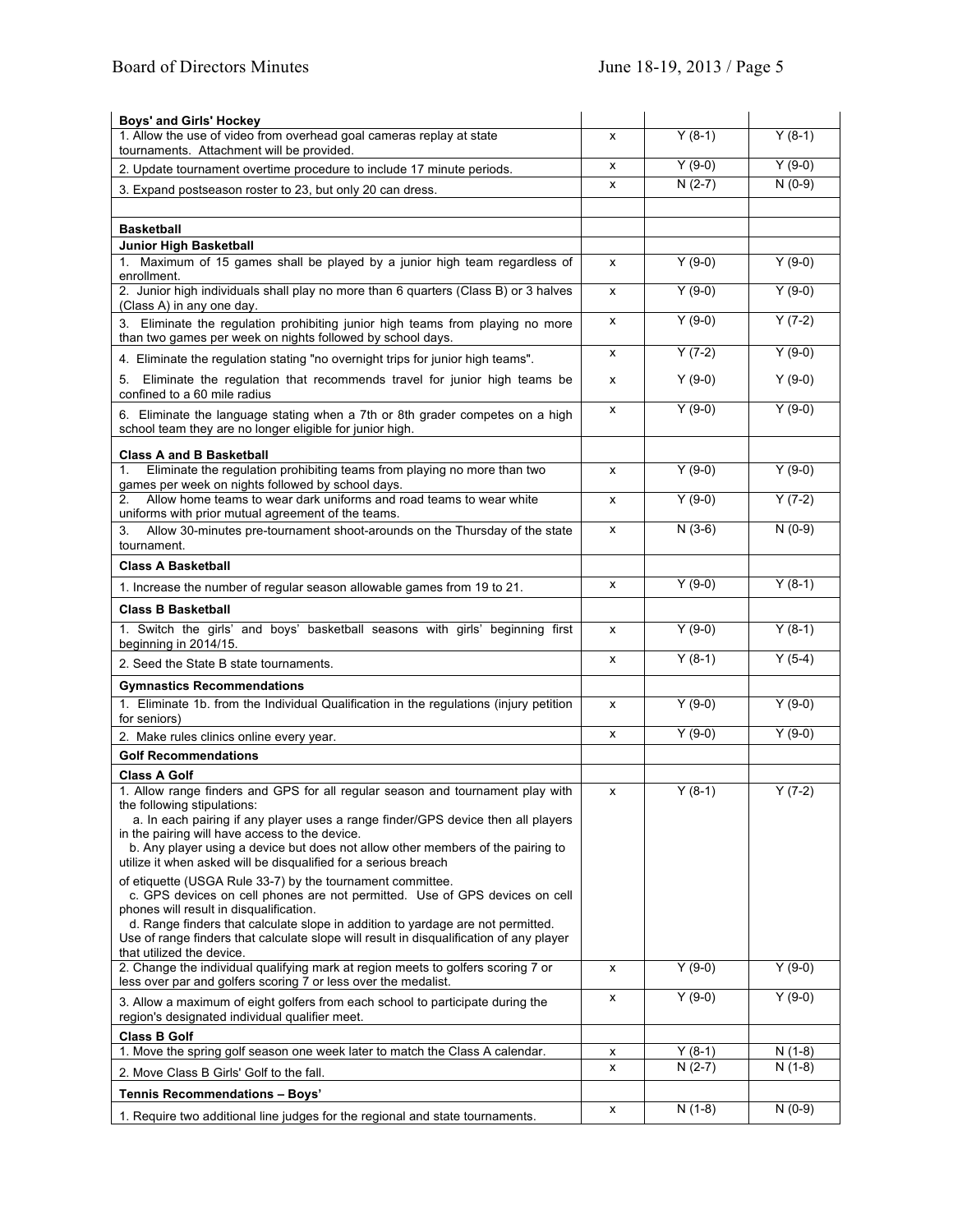| | | | |
|---|---|---|---|
| **Boys' and Girls' Hockey** | | | |
| 1. Allow the use of video from overhead goal cameras replay at state tournaments. Attachment will be provided. | x | Y (8-1) | Y (8-1) |
| 2. Update tournament overtime procedure to include 17 minute periods. | x | Y (9-0) | Y (9-0) |
| 3. Expand postseason roster to 23, but only 20 can dress. | x | N (2-7) | N (0-9) |
| | | | |
| **Basketball** | | | |
| **Junior High Basketball** | | | |
| 1. Maximum of 15 games shall be played by a junior high team regardless of enrollment. | x | Y (9-0) | Y (9-0) |
| 2. Junior high individuals shall play no more than 6 quarters (Class B) or 3 halves (Class A) in any one day. | x | Y (9-0) | Y (9-0) |
| 3. Eliminate the regulation prohibiting junior high teams from playing no more than two games per week on nights followed by school days. | x | Y (9-0) | Y (7-2) |
| 4. Eliminate the regulation stating "no overnight trips for junior high teams". | x | Y (7-2) | Y (9-0) |
| 5. Eliminate the regulation that recommends travel for junior high teams be confined to a 60 mile radius | x | Y (9-0) | Y (9-0) |
| 6. Eliminate the language stating when a 7th or 8th grader competes on a high school team they are no longer eligible for junior high. | x | Y (9-0) | Y (9-0) |
| **Class A and B Basketball** | | | |
| 1. Eliminate the regulation prohibiting teams from playing no more than two games per week on nights followed by school days. | x | Y (9-0) | Y (9-0) |
| 2. Allow home teams to wear dark uniforms and road teams to wear white uniforms with prior mutual agreement of the teams. | x | Y (9-0) | Y (7-2) |
| 3. Allow 30-minutes pre-tournament shoot-arounds on the Thursday of the state tournament. | x | N (3-6) | N (0-9) |
| **Class A Basketball** | | | |
| 1. Increase the number of regular season allowable games from 19 to 21. | x | Y (9-0) | Y (8-1) |
| **Class B Basketball** | | | |
| 1. Switch the girls' and boys' basketball seasons with girls' beginning first beginning in 2014/15. | x | Y (9-0) | Y (8-1) |
| 2. Seed the State B state tournaments. | x | Y (8-1) | Y (5-4) |
| **Gymnastics Recommendations** | | | |
| 1. Eliminate 1b. from the Individual Qualification in the regulations (injury petition for seniors) | x | Y (9-0) | Y (9-0) |
| 2. Make rules clinics online every year. | x | Y (9-0) | Y (9-0) |
| **Golf Recommendations** | | | |
| **Class A Golf** | | | |
| 1. Allow range finders and GPS for all regular season and tournament play with the following stipulations:<br>a. In each pairing if any player uses a range finder/GPS device then all players in the pairing will have access to the device.<br>b. Any player using a device but does not allow other members of the pairing to utilize it when asked will be disqualified for a serious breach of etiquette (USGA Rule 33-7) by the tournament committee.<br>c. GPS devices on cell phones are not permitted. Use of GPS devices on cell phones will result in disqualification.<br>d. Range finders that calculate slope in addition to yardage are not permitted. Use of range finders that calculate slope will result in disqualification of any player that utilized the device. | x | Y (8-1) | Y (7-2) |
| 2. Change the individual qualifying mark at region meets to golfers scoring 7 or less over par and golfers scoring 7 or less over the medalist. | x | Y (9-0) | Y (9-0) |
| 3. Allow a maximum of eight golfers from each school to participate during the region's designated individual qualifier meet. | x | Y (9-0) | Y (9-0) |
| **Class B Golf** | | | |
| 1. Move the spring golf season one week later to match the Class A calendar. | x | Y (8-1) | N (1-8) |
| 2. Move Class B Girls' Golf to the fall. | x | N (2-7) | N (1-8) |
| **Tennis Recommendations – Boys'** | | | |
| 1. Require two additional line judges for the regional and state tournaments. | x | N (1-8) | N (0-9) |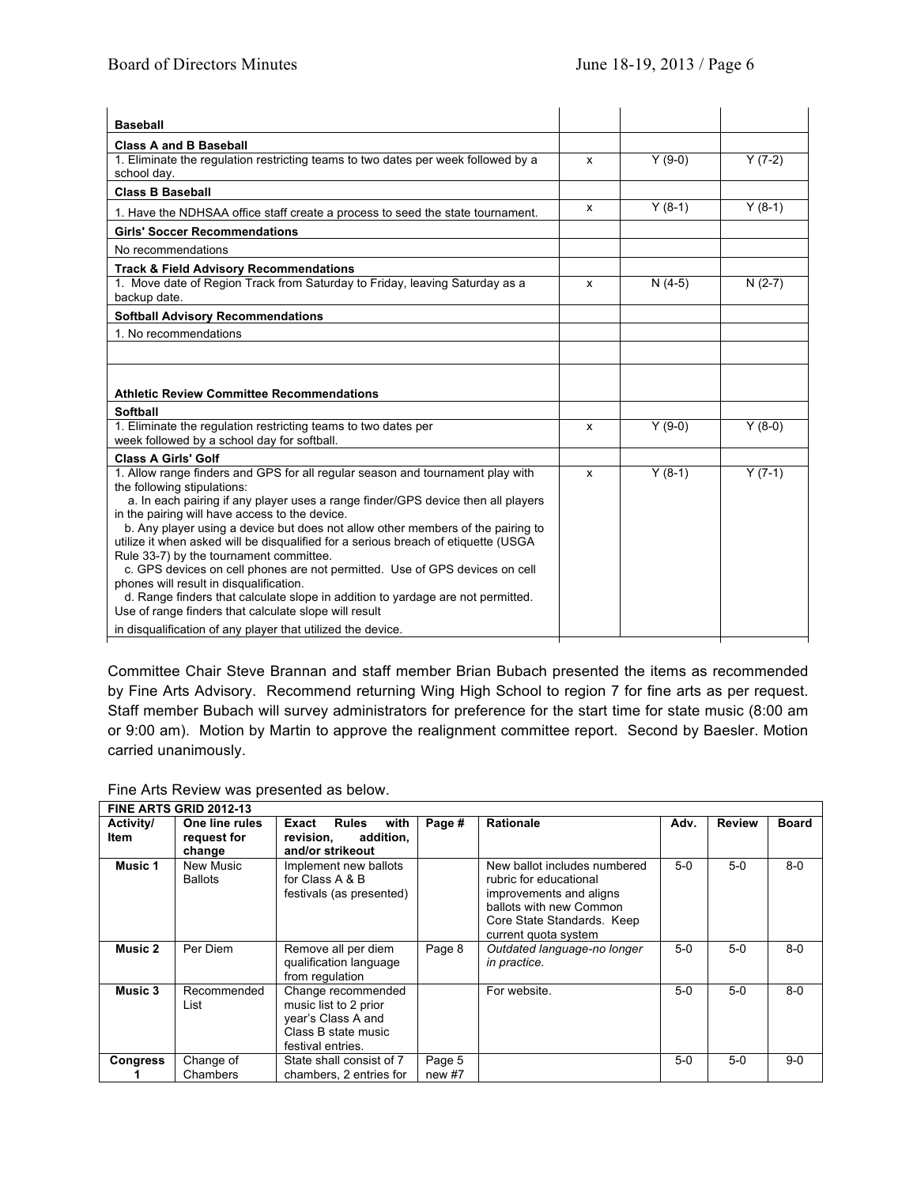| | | | |
|---|---|---|---|
| **Baseball** | | | |
| **Class A and B Baseball** | | | |
| 1. Eliminate the regulation restricting teams to two dates per week followed by a school day. | x | Y (9-0) | Y (7-2) |
| **Class B Baseball** | | | |
| 1. Have the NDHSAA office staff create a process to seed the state tournament. | x | Y (8-1) | Y (8-1) |
| **Girls' Soccer Recommendations** | | | |
| No recommendations | | | |
| **Track & Field Advisory Recommendations** | | | |
| 1. Move date of Region Track from Saturday to Friday, leaving Saturday as a backup date. | x | N (4-5) | N (2-7) |
| **Softball Advisory Recommendations** | | | |
| 1. No recommendations | | | |
| | | | |
| **Athletic Review Committee Recommendations** | | | |
| **Softball** | | | |
| 1. Eliminate the regulation restricting teams to two dates per week followed by a school day for softball. | x | Y (9-0) | Y (8-0) |
| **Class A Girls' Golf** | | | |
| 1. Allow range finders and GPS for all regular season and tournament play with the following stipulations: a. In each pairing if any player uses a range finder/GPS device then all players in the pairing will have access to the device. b. Any player using a device but does not allow other members of the pairing to utilize it when asked will be disqualified for a serious breach of etiquette (USGA Rule 33-7) by the tournament committee. c. GPS devices on cell phones are not permitted. Use of GPS devices on cell phones will result in disqualification. d. Range finders that calculate slope in addition to yardage are not permitted. Use of range finders that calculate slope will result in disqualification of any player that utilized the device. | x | Y (8-1) | Y (7-1) |

Committee Chair Steve Brannan and staff member Brian Bubach presented the items as recommended by Fine Arts Advisory. Recommend returning Wing High School to region 7 for fine arts as per request. Staff member Bubach will survey administrators for preference for the start time for state music (8:00 am or 9:00 am). Motion by Martin to approve the realignment committee report. Second by Baesler. Motion carried unanimously.

Fine Arts Review was presented as below.

| **FINE ARTS GRID 2012-13** | | | | | | | |
|---|---|---|---|---|---|---|---|
| **Activity/ Item** | **One line rules request for change** | **Exact Rules with revision, addition, and/or strikeout** | **Page #** | **Rationale** | **Adv.** | **Review** | **Board** |
| **Music 1** | New Music Ballots | Implement new ballots for Class A & B festivals (as presented) | | New ballot includes numbered rubric for educational improvements and aligns ballots with new Common Core State Standards. Keep current quota system | 5-0 | 5-0 | 8-0 |
| **Music 2** | Per Diem | Remove all per diem qualification language from regulation | Page 8 | *Outdated language-no longer in practice.* | 5-0 | 5-0 | 8-0 |
| **Music 3** | Recommended List | Change recommended music list to 2 prior year's Class A and Class B state music festival entries. | | For website. | 5-0 | 5-0 | 8-0 |
| **Congress 1** | Change of Chambers | State shall consist of 7 chambers, 2 entries for | Page 5 new #7 | | 5-0 | 5-0 | 9-0 |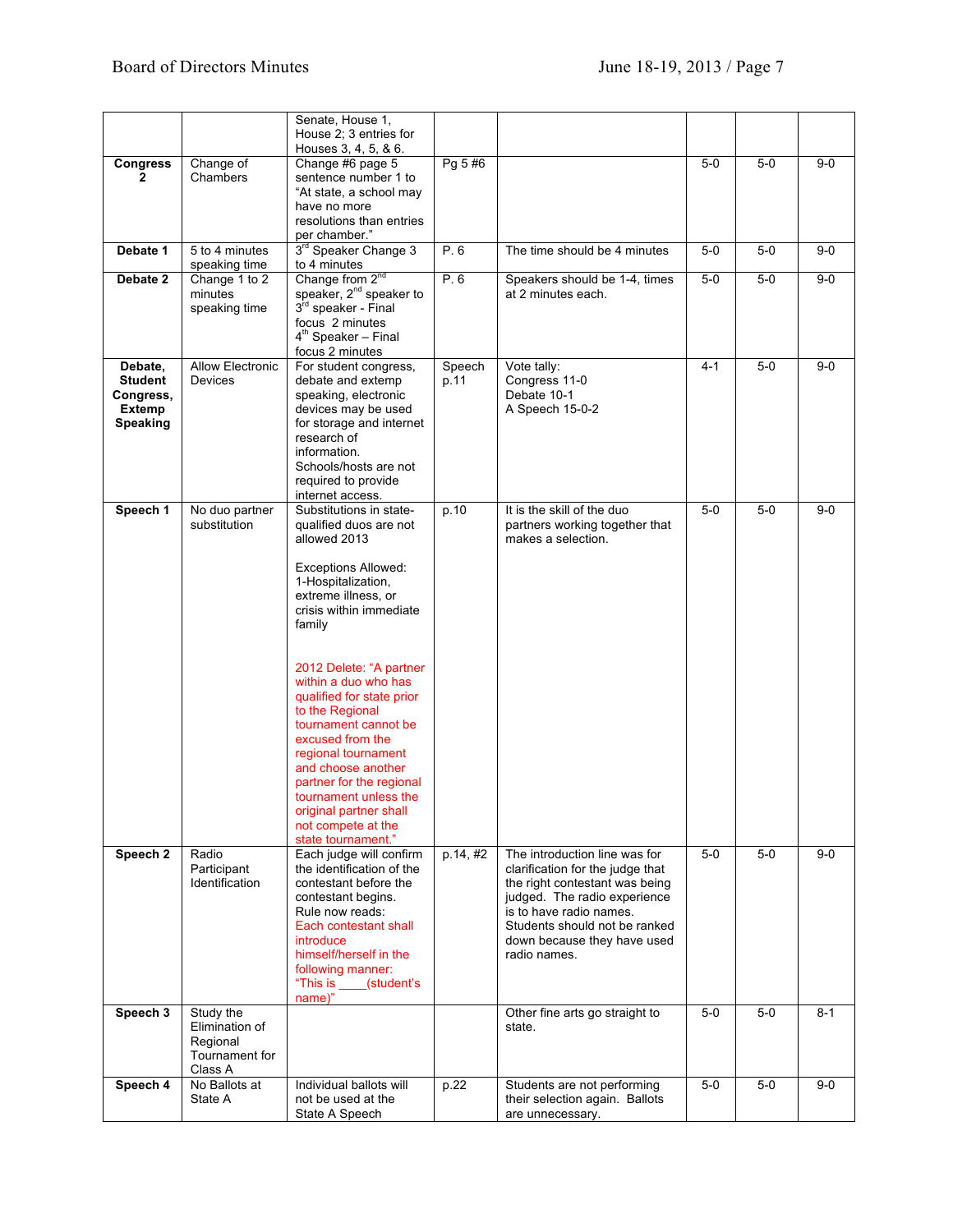| | | | | | | | |
|---|---|---|---|---|---|---|---|
| | | Senate, House 1, House 2; 3 entries for Houses 3, 4, 5, & 6. | | | | | |
| **Congress 2** | Change of Chambers | Change #6 page 5 sentence number 1 to "At state, a school may have no more resolutions than entries per chamber." | Pg 5 #6 | | 5-0 | 5-0 | 9-0 |
| **Debate 1** | 5 to 4 minutes speaking time | 3rd Speaker Change 3 to 4 minutes | P. 6 | The time should be 4 minutes | 5-0 | 5-0 | 9-0 |
| **Debate 2** | Change 1 to 2 minutes speaking time | Change from 2nd speaker, 2nd speaker to 3rd speaker - Final focus 2 minutes 4th Speaker – Final focus 2 minutes | P. 6 | Speakers should be 1-4, times at 2 minutes each. | 5-0 | 5-0 | 9-0 |
| **Debate, Student Congress, Extemp Speaking** | Allow Electronic Devices | For student congress, debate and extemp speaking, electronic devices may be used for storage and internet research of information. Schools/hosts are not required to provide internet access. | Speech p.11 | Vote tally: Congress 11-0 Debate 10-1 A Speech 15-0-2 | 4-1 | 5-0 | 9-0 |
| **Speech 1** | No duo partner substitution | Substitutions in state-qualified duos are not allowed 2013<br><br>Exceptions Allowed: 1-Hospitalization, extreme illness, or crisis within immediate family<br><br>2012 Delete: "A partner within a duo who has qualified for state prior to the Regional tournament cannot be excused from the regional tournament and choose another partner for the regional tournament unless the original partner shall not compete at the state tournament." | p.10 | It is the skill of the duo partners working together that makes a selection. | 5-0 | 5-0 | 9-0 |
| **Speech 2** | Radio Participant Identification | Each judge will confirm the identification of the contestant before the contestant begins. Rule now reads: Each contestant shall introduce himself/herself in the following manner: "This is ____(student's name)" | p.14, #2 | The introduction line was for clarification for the judge that the right contestant was being judged. The radio experience is to have radio names. Students should not be ranked down because they have used radio names. | 5-0 | 5-0 | 9-0 |
| **Speech 3** | Study the Elimination of Regional Tournament for Class A | | | Other fine arts go straight to state. | 5-0 | 5-0 | 8-1 |
| **Speech 4** | No Ballots at State A | Individual ballots will not be used at the State A Speech | p.22 | Students are not performing their selection again. Ballots are unnecessary. | 5-0 | 5-0 | 9-0 |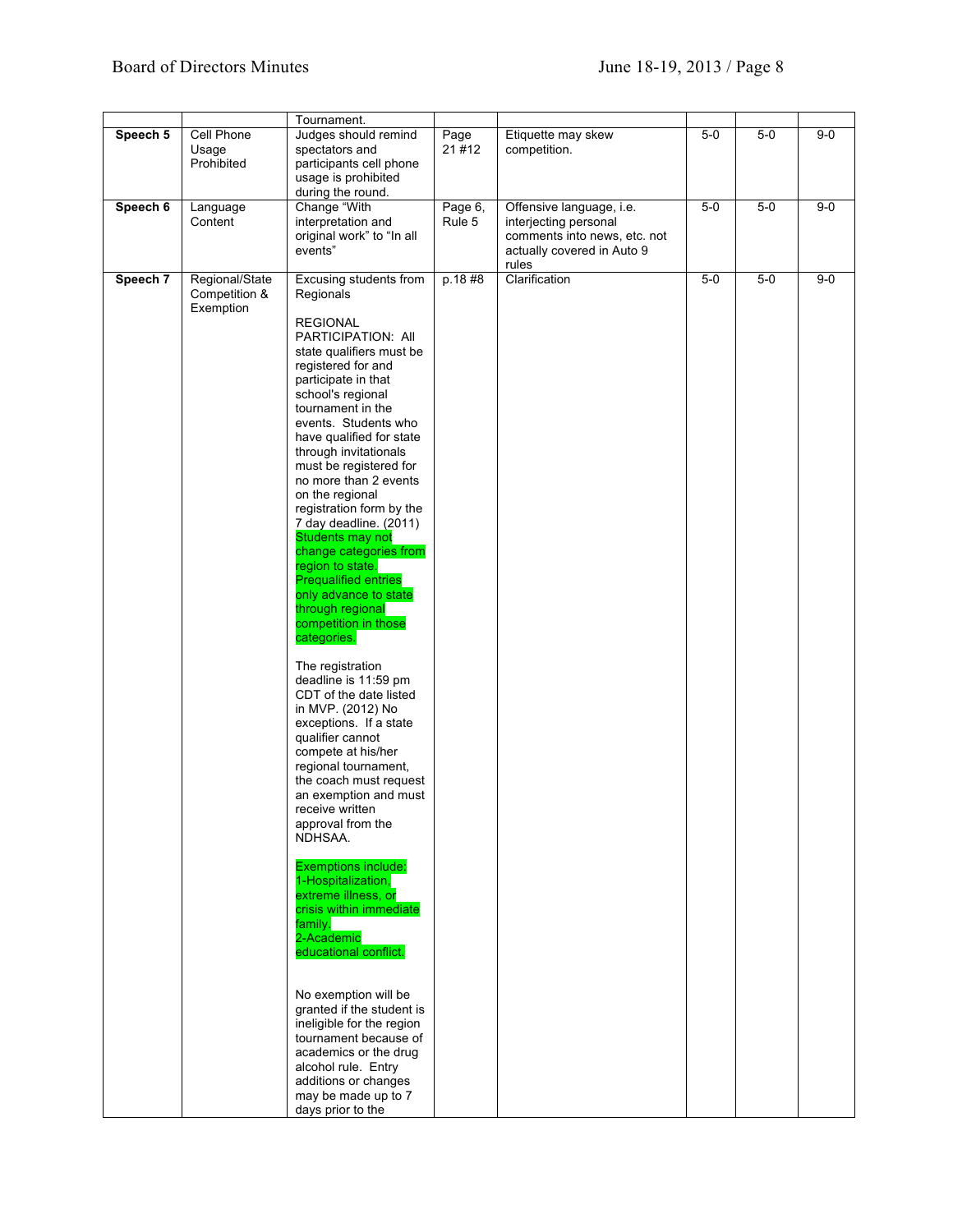| | | | | | | | |
|---|---|---|---|---|---|---|---|
| | | Tournament. | | | | | |
| **Speech 5** | Cell Phone Usage Prohibited | Judges should remind spectators and participants cell phone usage is prohibited during the round. | Page 21 #12 | Etiquette may skew competition. | 5-0 | 5-0 | 9-0 |
| **Speech 6** | Language Content | Change "With interpretation and original work" to "In all events" | Page 6, Rule 5 | Offensive language, i.e. interjecting personal comments into news, etc. not actually covered in Auto 9 rules | 5-0 | 5-0 | 9-0 |
| **Speech 7** | Regional/State Competition & Exemption | Excusing students from Regionals<br><br>REGIONAL PARTICIPATION: All state qualifiers must be registered for and participate in that school's regional tournament in the events. Students who have qualified for state through invitationals must be registered for no more than 2 events on the regional registration form by the 7 day deadline. (2011) Students may not change categories from region to state. Prequalified entries only advance to state through regional competition in those categories.<br><br>The registration deadline is 11:59 pm CDT of the date listed in MVP. (2012) No exceptions. If a state qualifier cannot compete at his/her regional tournament, the coach must request an exemption and must receive written approval from the NDHSAA.<br><br>Exemptions include:<br>1-Hospitalization, extreme illness, or crisis within immediate family.<br>2-Academic educational conflict.<br><br>No exemption will be granted if the student is ineligible for the region tournament because of academics or the drug alcohol rule. Entry additions or changes may be made up to 7 days prior to the | p.18 #8 | Clarification | 5-0 | 5-0 | 9-0 |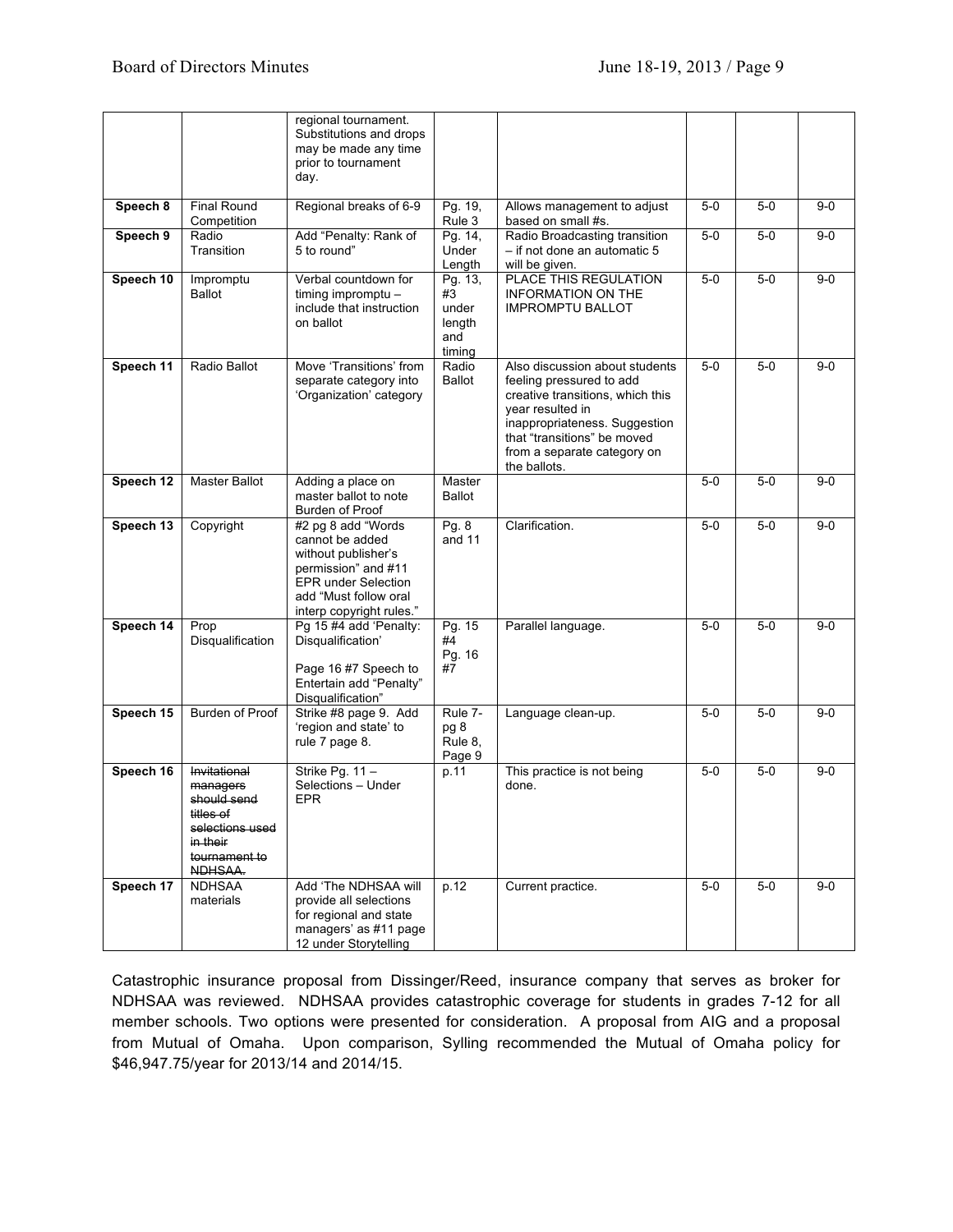| | | regional tournament. Substitutions and drops may be made any time prior to tournament day. | | | | | |
|---|---|---|---|---|---|---|---|
| **Speech 8** | Final Round Competition | Regional breaks of 6-9 | Pg. 19, Rule 3 | Allows management to adjust based on small #s. | 5-0 | 5-0 | 9-0 |
| **Speech 9** | Radio Transition | Add "Penalty: Rank of 5 to round" | Pg. 14, Under Length | Radio Broadcasting transition – if not done an automatic 5 will be given. | 5-0 | 5-0 | 9-0 |
| **Speech 10** | Impromptu Ballot | Verbal countdown for timing impromptu – include that instruction on ballot | Pg. 13, #3 under length and timing | PLACE THIS REGULATION INFORMATION ON THE IMPROMPTU BALLOT | 5-0 | 5-0 | 9-0 |
| **Speech 11** | Radio Ballot | Move 'Transitions' from separate category into 'Organization' category | Radio Ballot | Also discussion about students feeling pressured to add creative transitions, which this year resulted in inappropriateness. Suggestion that "transitions" be moved from a separate category on the ballots. | 5-0 | 5-0 | 9-0 |
| **Speech 12** | Master Ballot | Adding a place on master ballot to note Burden of Proof | Master Ballot | | 5-0 | 5-0 | 9-0 |
| **Speech 13** | Copyright | #2 pg 8 add "Words cannot be added without publisher's permission" and #11 EPR under Selection add "Must follow oral interp copyright rules." | Pg. 8 and 11 | Clarification. | 5-0 | 5-0 | 9-0 |
| **Speech 14** | Prop Disqualification | Pg 15 #4 add 'Penalty: Disqualification' <br><br> Page 16 #7 Speech to Entertain add "Penalty" Disqualification" | Pg. 15 #4 Pg. 16 #7 | Parallel language. | 5-0 | 5-0 | 9-0 |
| **Speech 15** | Burden of Proof | Strike #8 page 9. Add 'region and state' to rule 7 page 8. | Rule 7- pg 8 Rule 8, Page 9 | Language clean-up. | 5-0 | 5-0 | 9-0 |
| **Speech 16** | ~~Invitational managers should send titles of selections used in their tournament to NDHSAA.~~ | Strike Pg. 11 – Selections – Under EPR | p.11 | This practice is not being done. | 5-0 | 5-0 | 9-0 |
| **Speech 17** | NDHSAA materials | Add 'The NDHSAA will provide all selections for regional and state managers' as #11 page 12 under Storytelling | p.12 | Current practice. | 5-0 | 5-0 | 9-0 |

Catastrophic insurance proposal from Dissinger/Reed, insurance company that serves as broker for NDHSAA was reviewed. NDHSAA provides catastrophic coverage for students in grades 7-12 for all member schools. Two options were presented for consideration. A proposal from AIG and a proposal from Mutual of Omaha. Upon comparison, Sylling recommended the Mutual of Omaha policy for $46,947.75/year for 2013/14 and 2014/15.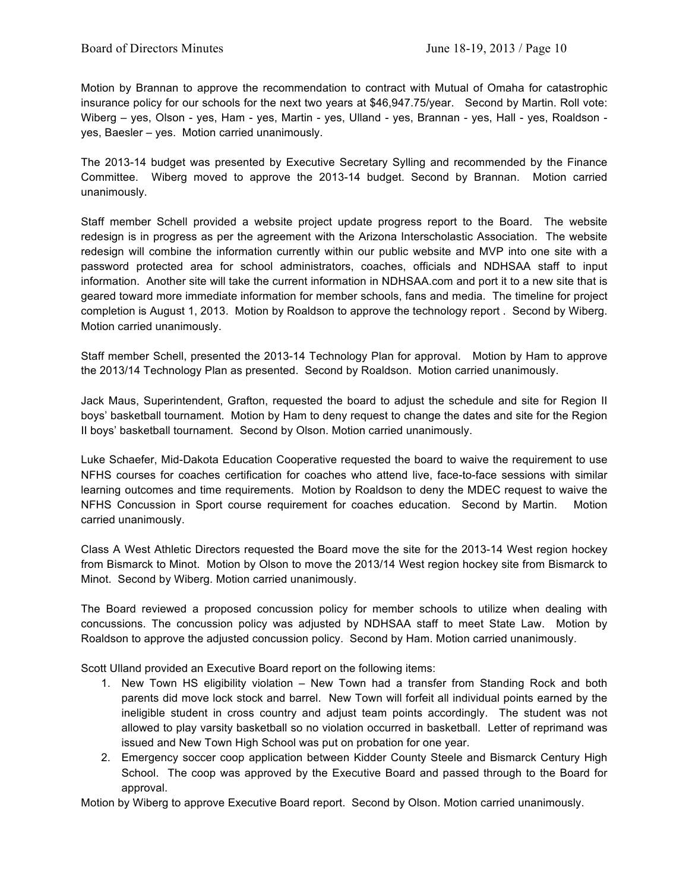Motion by Brannan to approve the recommendation to contract with Mutual of Omaha for catastrophic insurance policy for our schools for the next two years at $46,947.75/year. Second by Martin. Roll vote: Wiberg – yes, Olson - yes, Ham - yes, Martin - yes, Ulland - yes, Brannan - yes, Hall - yes, Roaldson - yes, Baesler – yes. Motion carried unanimously.

The 2013-14 budget was presented by Executive Secretary Sylling and recommended by the Finance Committee. Wiberg moved to approve the 2013-14 budget. Second by Brannan. Motion carried unanimously.

Staff member Schell provided a website project update progress report to the Board. The website redesign is in progress as per the agreement with the Arizona Interscholastic Association. The website redesign will combine the information currently within our public website and MVP into one site with a password protected area for school administrators, coaches, officials and NDHSAA staff to input information. Another site will take the current information in NDHSAA.com and port it to a new site that is geared toward more immediate information for member schools, fans and media. The timeline for project completion is August 1, 2013. Motion by Roaldson to approve the technology report . Second by Wiberg. Motion carried unanimously.

Staff member Schell, presented the 2013-14 Technology Plan for approval. Motion by Ham to approve the 2013/14 Technology Plan as presented. Second by Roaldson. Motion carried unanimously.

Jack Maus, Superintendent, Grafton, requested the board to adjust the schedule and site for Region II boys' basketball tournament. Motion by Ham to deny request to change the dates and site for the Region II boys' basketball tournament. Second by Olson. Motion carried unanimously.

Luke Schaefer, Mid-Dakota Education Cooperative requested the board to waive the requirement to use NFHS courses for coaches certification for coaches who attend live, face-to-face sessions with similar learning outcomes and time requirements. Motion by Roaldson to deny the MDEC request to waive the NFHS Concussion in Sport course requirement for coaches education. Second by Martin. Motion carried unanimously.

Class A West Athletic Directors requested the Board move the site for the 2013-14 West region hockey from Bismarck to Minot. Motion by Olson to move the 2013/14 West region hockey site from Bismarck to Minot. Second by Wiberg. Motion carried unanimously.

The Board reviewed a proposed concussion policy for member schools to utilize when dealing with concussions. The concussion policy was adjusted by NDHSAA staff to meet State Law. Motion by Roaldson to approve the adjusted concussion policy. Second by Ham. Motion carried unanimously.

Scott Ulland provided an Executive Board report on the following items:

1. New Town HS eligibility violation – New Town had a transfer from Standing Rock and both parents did move lock stock and barrel. New Town will forfeit all individual points earned by the ineligible student in cross country and adjust team points accordingly. The student was not allowed to play varsity basketball so no violation occurred in basketball. Letter of reprimand was issued and New Town High School was put on probation for one year.
2. Emergency soccer coop application between Kidder County Steele and Bismarck Century High School. The coop was approved by the Executive Board and passed through to the Board for approval.

Motion by Wiberg to approve Executive Board report. Second by Olson. Motion carried unanimously.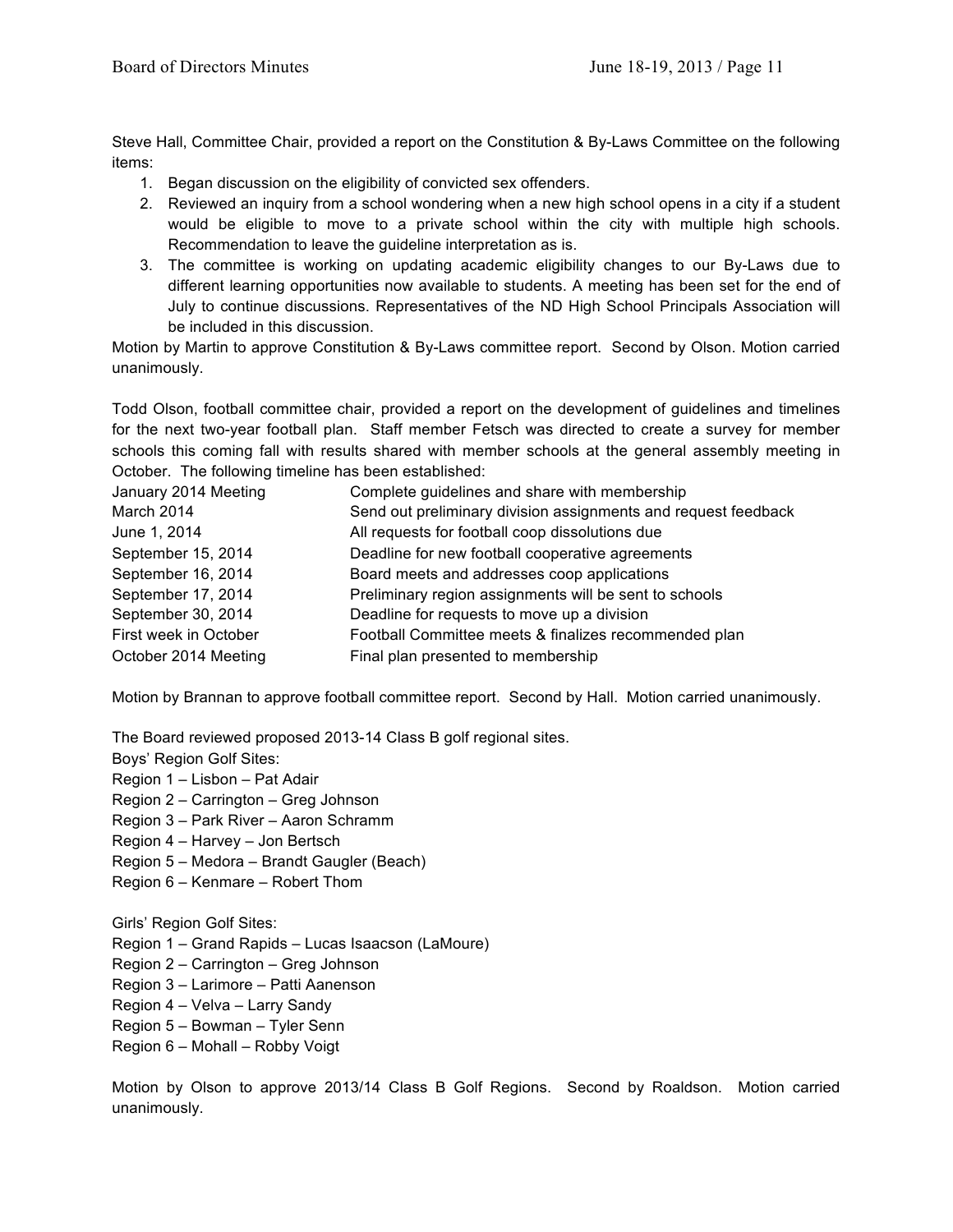Steve Hall, Committee Chair, provided a report on the Constitution & By-Laws Committee on the following items:

1. Began discussion on the eligibility of convicted sex offenders.
2. Reviewed an inquiry from a school wondering when a new high school opens in a city if a student would be eligible to move to a private school within the city with multiple high schools. Recommendation to leave the guideline interpretation as is.
3. The committee is working on updating academic eligibility changes to our By-Laws due to different learning opportunities now available to students. A meeting has been set for the end of July to continue discussions. Representatives of the ND High School Principals Association will be included in this discussion.

Motion by Martin to approve Constitution & By-Laws committee report. Second by Olson. Motion carried unanimously.

Todd Olson, football committee chair, provided a report on the development of guidelines and timelines for the next two-year football plan. Staff member Fetsch was directed to create a survey for member schools this coming fall with results shared with member schools at the general assembly meeting in October. The following timeline has been established:

| | |
|---|---|
| January 2014 Meeting | Complete guidelines and share with membership |
| March 2014 | Send out preliminary division assignments and request feedback |
| June 1, 2014 | All requests for football coop dissolutions due |
| September 15, 2014 | Deadline for new football cooperative agreements |
| September 16, 2014 | Board meets and addresses coop applications |
| September 17, 2014 | Preliminary region assignments will be sent to schools |
| September 30, 2014 | Deadline for requests to move up a division |
| First week in October | Football Committee meets & finalizes recommended plan |
| October 2014 Meeting | Final plan presented to membership |

Motion by Brannan to approve football committee report. Second by Hall. Motion carried unanimously.

The Board reviewed proposed 2013-14 Class B golf regional sites.

Boys' Region Golf Sites:
Region 1 – Lisbon – Pat Adair
Region 2 – Carrington – Greg Johnson
Region 3 – Park River – Aaron Schramm
Region 4 – Harvey – Jon Bertsch
Region 5 – Medora – Brandt Gaugler (Beach)
Region 6 – Kenmare – Robert Thom

Girls' Region Golf Sites:
Region 1 – Grand Rapids – Lucas Isaacson (LaMoure)
Region 2 – Carrington – Greg Johnson
Region 3 – Larimore – Patti Aanenson
Region 4 – Velva – Larry Sandy
Region 5 – Bowman – Tyler Senn
Region 6 – Mohall – Robby Voigt

Motion by Olson to approve 2013/14 Class B Golf Regions. Second by Roaldson. Motion carried unanimously.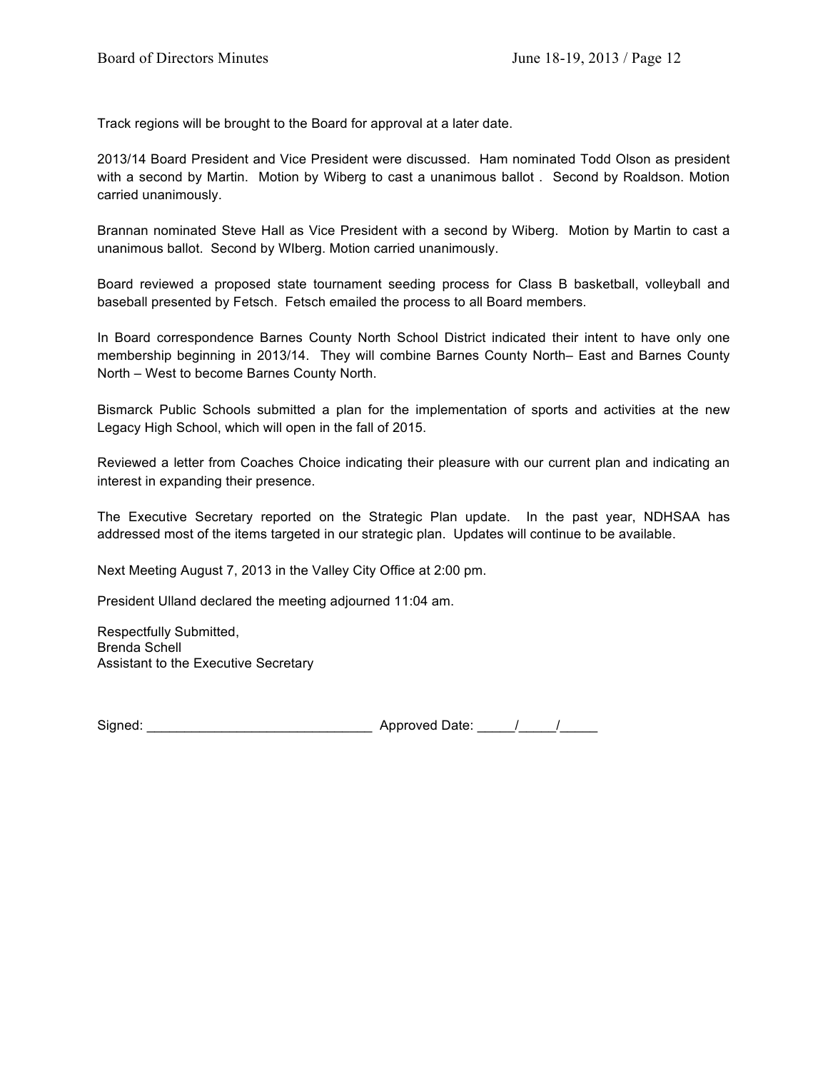Track regions will be brought to the Board for approval at a later date.

2013/14 Board President and Vice President were discussed. Ham nominated Todd Olson as president with a second by Martin. Motion by Wiberg to cast a unanimous ballot . Second by Roaldson. Motion carried unanimously.

Brannan nominated Steve Hall as Vice President with a second by Wiberg. Motion by Martin to cast a unanimous ballot. Second by WIberg. Motion carried unanimously.

Board reviewed a proposed state tournament seeding process for Class B basketball, volleyball and baseball presented by Fetsch. Fetsch emailed the process to all Board members.

In Board correspondence Barnes County North School District indicated their intent to have only one membership beginning in 2013/14. They will combine Barnes County North– East and Barnes County North – West to become Barnes County North.

Bismarck Public Schools submitted a plan for the implementation of sports and activities at the new Legacy High School, which will open in the fall of 2015.

Reviewed a letter from Coaches Choice indicating their pleasure with our current plan and indicating an interest in expanding their presence.

The Executive Secretary reported on the Strategic Plan update. In the past year, NDHSAA has addressed most of the items targeted in our strategic plan. Updates will continue to be available.

Next Meeting August 7, 2013 in the Valley City Office at 2:00 pm.

President Ulland declared the meeting adjourned 11:04 am.

Respectfully Submitted,
Brenda Schell
Assistant to the Executive Secretary

Signed: ______________________________ Approved Date: _____/_____/_____